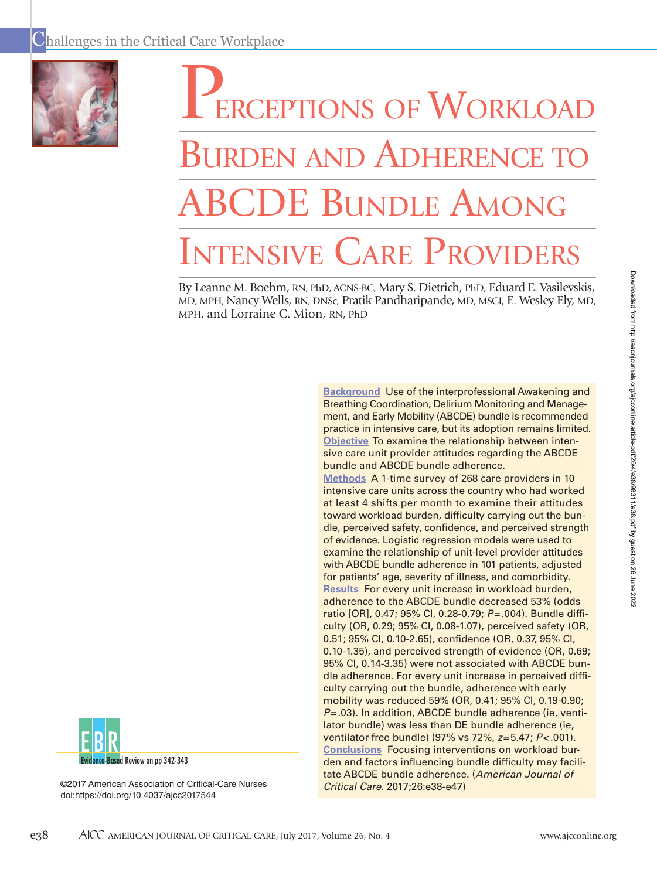# Perceptions of Workload Burden and Adherence to ABCDE Bundle Among Intensive Care Providers

By Leanne M. Boehm, RN, PhD, ACNS-BC, Mary S. Dietrich, PhD, Eduard E. Vasilevskis, MD, MPH, Nancy Wells, RN, DNSc, Pratik Pandharipande, MD, MSCI, E. Wesley Ely, MD, MPH, and Lorraine C. Mion, RN, PhD

**Background** Use of the interprofessional Awakening and Breathing Coordination, Delirium Monitoring and Management, and Early Mobility (ABCDE) bundle is recommended practice in intensive care, but its adoption remains limited.

**Objective** To examine the relationship between intensive care unit provider attitudes regarding the ABCDE bundle and ABCDE bundle adherence.

**Methods** A 1-time survey of 268 care providers in 10 intensive care units across the country who had worked at least 4 shifts per month to examine their attitudes toward workload burden, difficulty carrying out the bundle, perceived safety, confidence, and perceived strength of evidence. Logistic regression models were used to examine the relationship of unit-level provider attitudes with ABCDE bundle adherence in 101 patients, adjusted for patients' age, severity of illness, and comorbidity.

**Results** For every unit increase in workload burden, adherence to the ABCDE bundle decreased 53% (odds ratio [OR], 0.47; 95% CI, 0.28-0.79; $P = .004$). Bundle difficulty (OR, 0.29; 95% CI, 0.08-1.07), perceived safety (OR, 0.51; 95% CI, 0.10-2.65), confidence (OR, 0.37, 95% CI, 0.10-1.35), and perceived strength of evidence (OR, 0.69; 95% CI, 0.14-3.35) were not associated with ABCDE bundle adherence. For every unit increase in perceived difficulty carrying out the bundle, adherence with early mobility was reduced 59% (OR, 0.41; 95% CI, 0.19-0.90; $P = .03$). In addition, ABCDE bundle adherence (ie, ventilator bundle) was less than DE bundle adherence (ie, ventilator-free bundle) (97% vs 72%, $z = 5.47$; $P < .001$).

**Conclusions** Focusing interventions on workload burden and factors influencing bundle difficulty may facilitate ABCDE bundle adherence. (*American Journal of Critical Care.* 2017;26:e38-e47)

EBR Evidence-Based Review on pp 342-343

©2017 American Association of Critical-Care Nurses
doi:https://doi.org/10.4037/ajcc2017544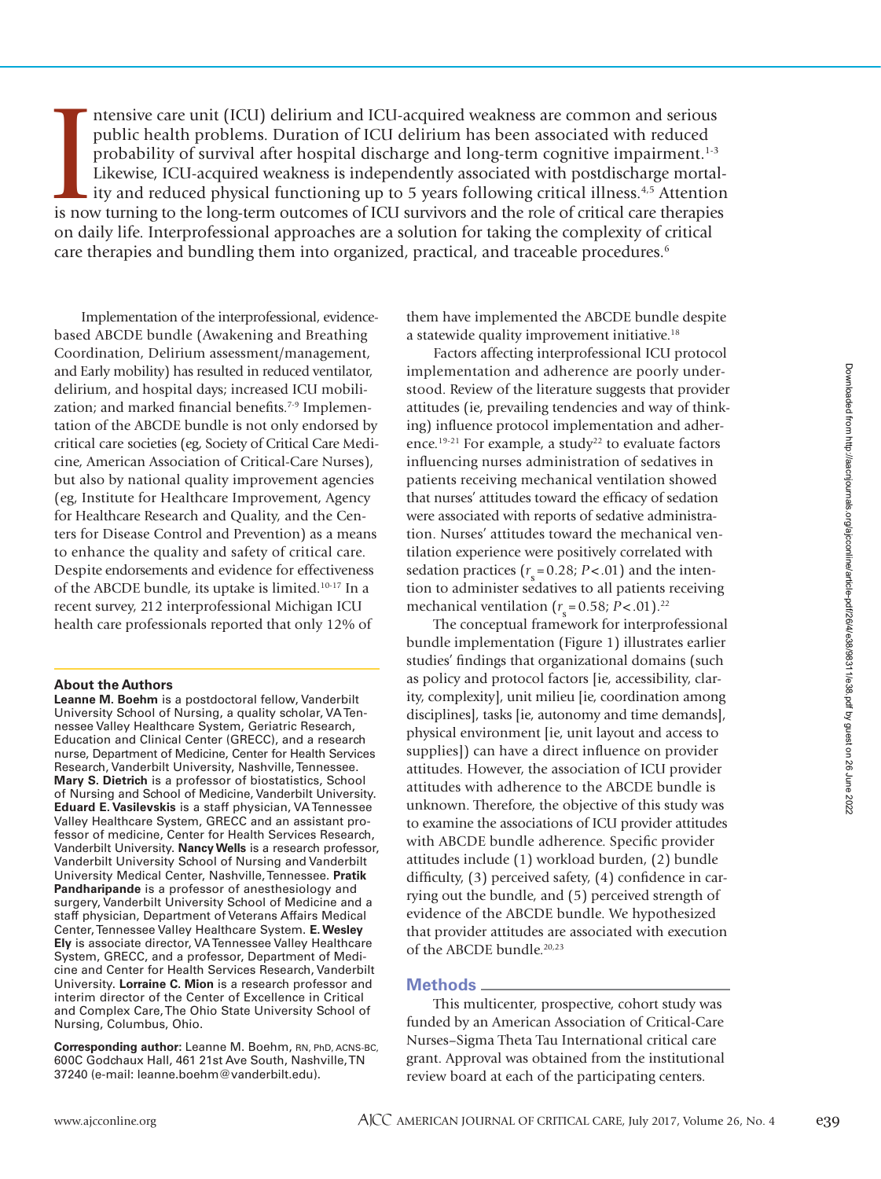Intensive care unit (ICU) delirium and ICU-acquired weakness are common and serious public health problems. Duration of ICU delirium has been associated with reduced probability of survival after hospital discharge and long-term cognitive impairment.[1-3] Likewise, ICU-acquired weakness is independently associated with postdischarge mortality and reduced physical functioning up to 5 years following critical illness.[4,5] Attention is now turning to the long-term outcomes of ICU survivors and the role of critical care therapies on daily life. Interprofessional approaches are a solution for taking the complexity of critical care therapies and bundling them into organized, practical, and traceable procedures.[6]

Implementation of the interprofessional, evidence-based ABCDE bundle (Awakening and Breathing Coordination, Delirium assessment/management, and Early mobility) has resulted in reduced ventilator, delirium, and hospital days; increased ICU mobilization; and marked financial benefits.[7-9] Implementation of the ABCDE bundle is not only endorsed by critical care societies (eg, Society of Critical Care Medicine, American Association of Critical-Care Nurses), but also by national quality improvement agencies (eg, Institute for Healthcare Improvement, Agency for Healthcare Research and Quality, and the Centers for Disease Control and Prevention) as a means to enhance the quality and safety of critical care. Despite endorsements and evidence for effectiveness of the ABCDE bundle, its uptake is limited.[10-17] In a recent survey, 212 interprofessional Michigan ICU health care professionals reported that only 12% of them have implemented the ABCDE bundle despite a statewide quality improvement initiative.[18]

Factors affecting interprofessional ICU protocol implementation and adherence are poorly understood. Review of the literature suggests that provider attitudes (ie, prevailing tendencies and way of thinking) influence protocol implementation and adherence.[19-21] For example, a study[22] to evaluate factors influencing nurses administration of sedatives in patients receiving mechanical ventilation showed that nurses' attitudes toward the efficacy of sedation were associated with reports of sedative administration. Nurses' attitudes toward the mechanical ventilation experience were positively correlated with sedation practices ($r_s = 0.28$; $P < .01$) and the intention to administer sedatives to all patients receiving mechanical ventilation ($r_s = 0.58$; $P < .01$).[22]

The conceptual framework for interprofessional bundle implementation (Figure 1) illustrates earlier studies' findings that organizational domains (such as policy and protocol factors [ie, accessibility, clarity, complexity], unit milieu [ie, coordination among disciplines], tasks [ie, autonomy and time demands], physical environment [ie, unit layout and access to supplies]) can have a direct influence on provider attitudes. However, the association of ICU provider attitudes with adherence to the ABCDE bundle is unknown. Therefore, the objective of this study was to examine the associations of ICU provider attitudes with ABCDE bundle adherence. Specific provider attitudes include (1) workload burden, (2) bundle difficulty, (3) perceived safety, (4) confidence in carrying out the bundle, and (5) perceived strength of evidence of the ABCDE bundle. We hypothesized that provider attitudes are associated with execution of the ABCDE bundle.[20,23]

## Methods

This multicenter, prospective, cohort study was funded by an American Association of Critical-Care Nurses–Sigma Theta Tau International critical care grant. Approval was obtained from the institutional review board at each of the participating centers.

### About the Authors

**Leanne M. Boehm** is a postdoctoral fellow, Vanderbilt University School of Nursing, a quality scholar, VA Tennessee Valley Healthcare System, Geriatric Research, Education and Clinical Center (GRECC), and a research nurse, Department of Medicine, Center for Health Services Research, Vanderbilt University, Nashville, Tennessee. **Mary S. Dietrich** is a professor of biostatistics, School of Nursing and School of Medicine, Vanderbilt University. **Eduard E. Vasilevskis** is a staff physician, VA Tennessee Valley Healthcare System, GRECC and an assistant professor of medicine, Center for Health Services Research, Vanderbilt University. **Nancy Wells** is a research professor, Vanderbilt University School of Nursing and Vanderbilt University Medical Center, Nashville, Tennessee. **Pratik Pandharipande** is a professor of anesthesiology and surgery, Vanderbilt University School of Medicine and a staff physician, Department of Veterans Affairs Medical Center, Tennessee Valley Healthcare System. **E. Wesley Ely** is associate director, VA Tennessee Valley Healthcare System, GRECC, and a professor, Department of Medicine and Center for Health Services Research, Vanderbilt University. **Lorraine C. Mion** is a research professor and interim director of the Center of Excellence in Critical and Complex Care, The Ohio State University School of Nursing, Columbus, Ohio.

**Corresponding author:** Leanne M. Boehm, RN, PhD, ACNS-BC, 600C Godchaux Hall, 461 21st Ave South, Nashville, TN 37240 (e-mail: leanne.boehm@vanderbilt.edu).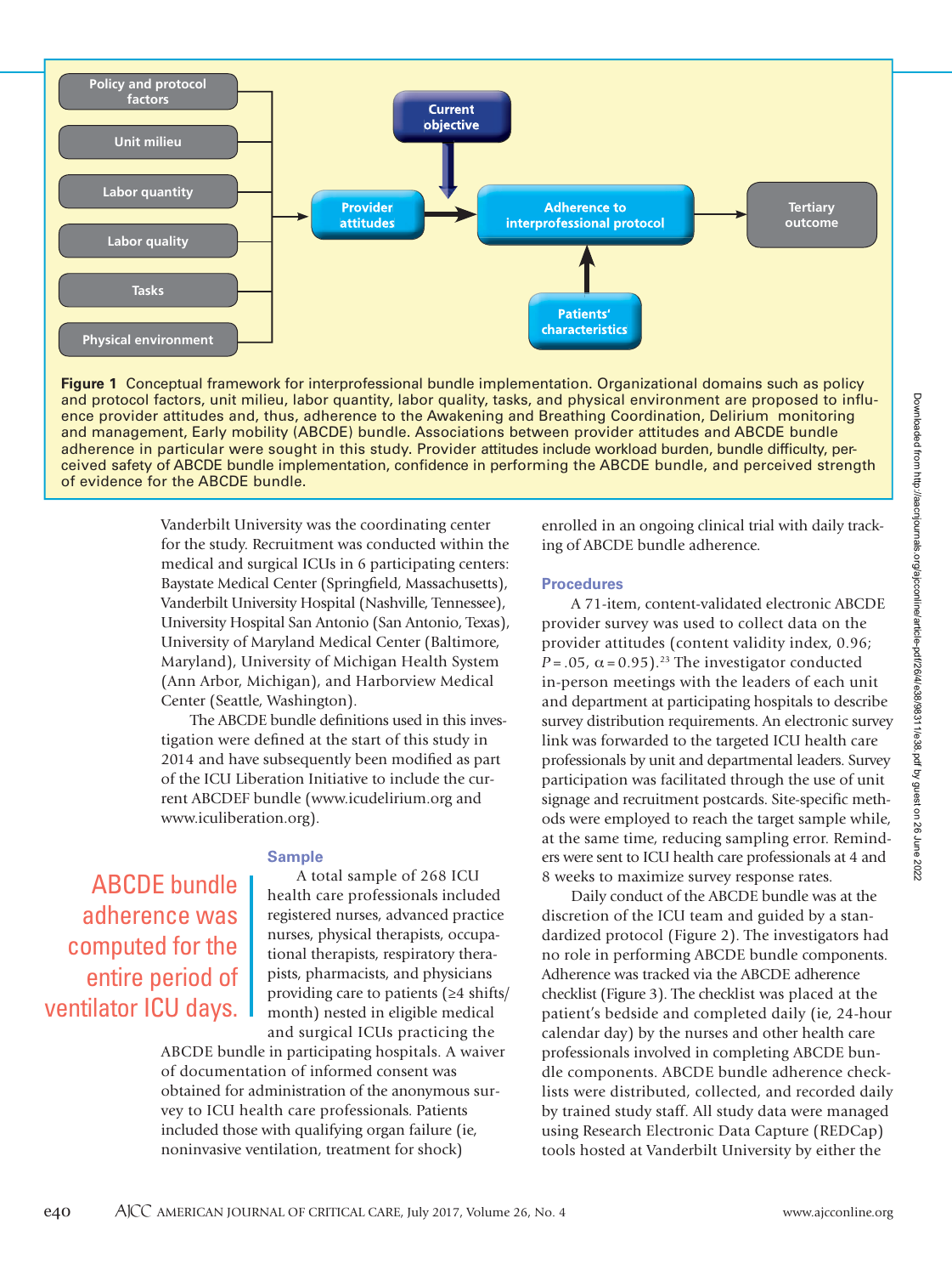**Figure 1** Conceptual framework for interprofessional bundle implementation. Organizational domains such as policy and protocol factors, unit milieu, labor quantity, labor quality, tasks, and physical environment are proposed to influence provider attitudes and, thus, adherence to the Awakening and Breathing Coordination, Delirium monitoring and management, Early mobility (ABCDE) bundle. Associations between provider attitudes and ABCDE bundle adherence in particular were sought in this study. Provider attitudes include workload burden, bundle difficulty, perceived safety of ABCDE bundle implementation, confidence in performing the ABCDE bundle, and perceived strength of evidence for the ABCDE bundle.

Vanderbilt University was the coordinating center for the study. Recruitment was conducted within the medical and surgical ICUs in 6 participating centers: Baystate Medical Center (Springfield, Massachusetts), Vanderbilt University Hospital (Nashville, Tennessee), University Hospital San Antonio (San Antonio, Texas), University of Maryland Medical Center (Baltimore, Maryland), University of Michigan Health System (Ann Arbor, Michigan), and Harborview Medical Center (Seattle, Washington).

The ABCDE bundle definitions used in this investigation were defined at the start of this study in 2014 and have subsequently been modified as part of the ICU Liberation Initiative to include the current ABCDEF bundle (www.icudelirium.org and www.iculiberation.org).

### Sample

> ABCDE bundle adherence was computed for the entire period of ventilator ICU days.

A total sample of 268 ICU health care professionals included registered nurses, advanced practice nurses, physical therapists, occupational therapists, respiratory therapists, pharmacists, and physicians providing care to patients (≥4 shifts/month) nested in eligible medical and surgical ICUs practicing the ABCDE bundle in participating hospitals. A waiver of documentation of informed consent was obtained for administration of the anonymous survey to ICU health care professionals. Patients included those with qualifying organ failure (ie, noninvasive ventilation, treatment for shock) enrolled in an ongoing clinical trial with daily tracking of ABCDE bundle adherence.

### Procedures

A 71-item, content-validated electronic ABCDE provider survey was used to collect data on the provider attitudes (content validity index, 0.96; $P = .05$, $\alpha = 0.95$).[23] The investigator conducted in-person meetings with the leaders of each unit and department at participating hospitals to describe survey distribution requirements. An electronic survey link was forwarded to the targeted ICU health care professionals by unit and departmental leaders. Survey participation was facilitated through the use of unit signage and recruitment postcards. Site-specific methods were employed to reach the target sample while, at the same time, reducing sampling error. Reminders were sent to ICU health care professionals at 4 and 8 weeks to maximize survey response rates.

Daily conduct of the ABCDE bundle was at the discretion of the ICU team and guided by a standardized protocol (Figure 2). The investigators had no role in performing ABCDE bundle components. Adherence was tracked via the ABCDE adherence checklist (Figure 3). The checklist was placed at the patient's bedside and completed daily (ie, 24-hour calendar day) by the nurses and other health care professionals involved in completing ABCDE bundle components. ABCDE bundle adherence checklists were distributed, collected, and recorded daily by trained study staff. All study data were managed using Research Electronic Data Capture (REDCap) tools hosted at Vanderbilt University by either the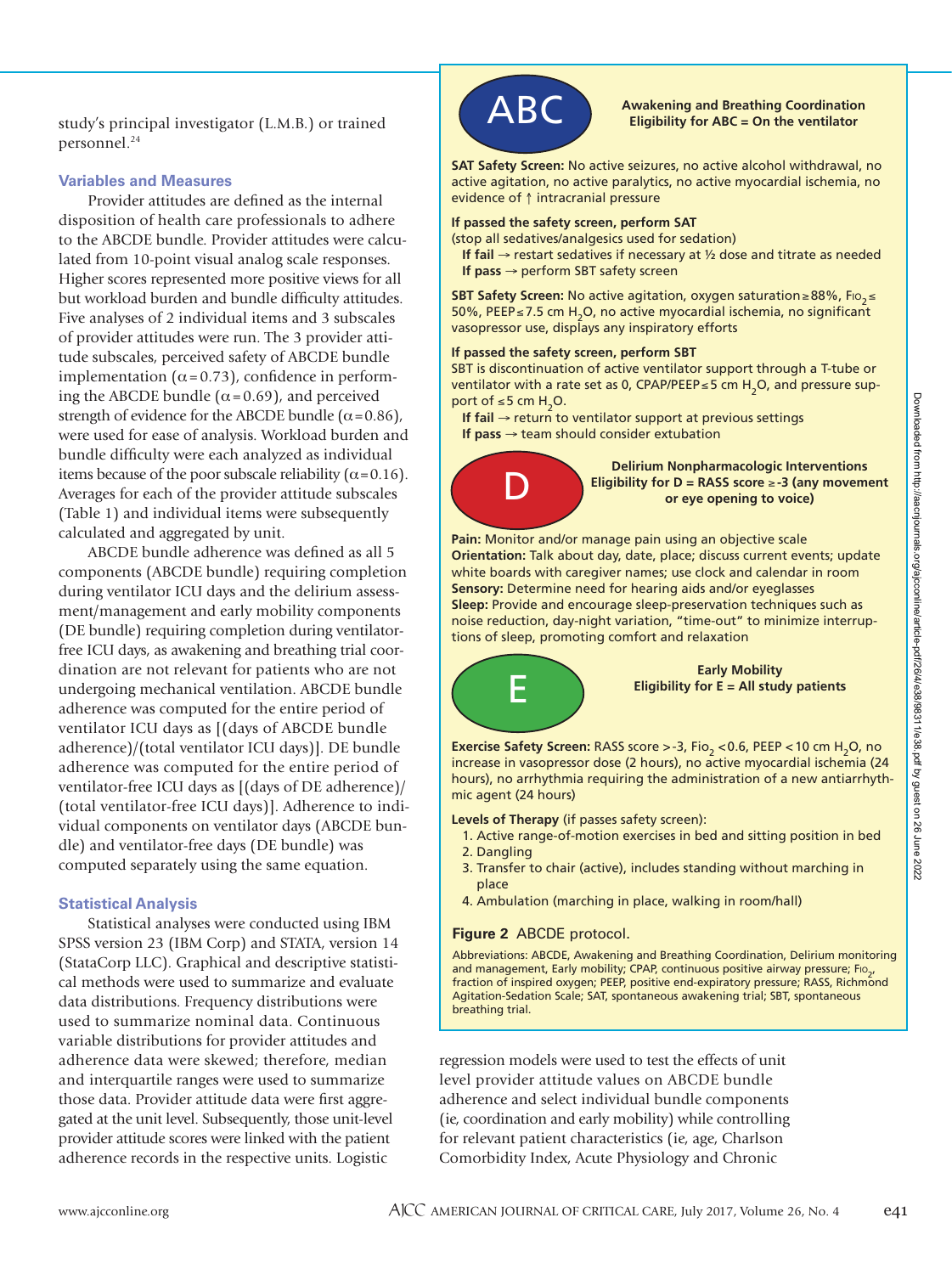study's principal investigator (L.M.B.) or trained personnel.[24]

### Variables and Measures

Provider attitudes are defined as the internal disposition of health care professionals to adhere to the ABCDE bundle. Provider attitudes were calculated from 10-point visual analog scale responses. Higher scores represented more positive views for all but workload burden and bundle difficulty attitudes. Five analyses of 2 individual items and 3 subscales of provider attitudes were run. The 3 provider attitude subscales, perceived safety of ABCDE bundle implementation ($\alpha = 0.73$), confidence in performing the ABCDE bundle ($\alpha = 0.69$), and perceived strength of evidence for the ABCDE bundle ($\alpha = 0.86$), were used for ease of analysis. Workload burden and bundle difficulty were each analyzed as individual items because of the poor subscale reliability ($\alpha = 0.16$). Averages for each of the provider attitude subscales (Table 1) and individual items were subsequently calculated and aggregated by unit.

ABCDE bundle adherence was defined as all 5 components (ABCDE bundle) requiring completion during ventilator ICU days and the delirium assessment/management and early mobility components (DE bundle) requiring completion during ventilator-free ICU days, as awakening and breathing trial coordination are not relevant for patients who are not undergoing mechanical ventilation. ABCDE bundle adherence was computed for the entire period of ventilator ICU days as [(days of ABCDE bundle adherence)/(total ventilator ICU days)]. DE bundle adherence was computed for the entire period of ventilator-free ICU days as [(days of DE adherence)/(total ventilator-free ICU days)]. Adherence to individual components on ventilator days (ABCDE bundle) and ventilator-free days (DE bundle) was computed separately using the same equation.

### Statistical Analysis

Statistical analyses were conducted using IBM SPSS version 23 (IBM Corp) and STATA, version 14 (StataCorp LLC). Graphical and descriptive statistical methods were used to summarize and evaluate data distributions. Frequency distributions were used to summarize nominal data. Continuous variable distributions for provider attitudes and adherence data were skewed; therefore, median and interquartile ranges were used to summarize those data. Provider attitude data were first aggregated at the unit level. Subsequently, those unit-level provider attitude scores were linked with the patient adherence records in the respective units. Logistic regression models were used to test the effects of unit level provider attitude values on ABCDE bundle adherence and select individual bundle components (ie, coordination and early mobility) while controlling for relevant patient characteristics (ie, age, Charlson Comorbidity Index, Acute Physiology and Chronic

---

**ABC** — **Awakening and Breathing Coordination**
**Eligibility for ABC = On the ventilator**

**SAT Safety Screen:** No active seizures, no active alcohol withdrawal, no active agitation, no active paralytics, no active myocardial ischemia, no evidence of ↑ intracranial pressure

**If passed the safety screen, perform SAT**
(stop all sedatives/analgesics used for sedation)
- **If fail** → restart sedatives if necessary at ½ dose and titrate as needed
- **If pass** → perform SBT safety screen

**SBT Safety Screen:** No active agitation, oxygen saturation ≥ 88%, $F_{IO_2} \leq$ 50%, PEEP ≤ 7.5 cm $H_2O$, no active myocardial ischemia, no significant vasopressor use, displays any inspiratory efforts

**If passed the safety screen, perform SBT**
SBT is discontinuation of active ventilator support through a T-tube or ventilator with a rate set as 0, CPAP/PEEP ≤ 5 cm $H_2O$, and pressure support of ≤ 5 cm $H_2O$.
- **If fail** → return to ventilator support at previous settings
- **If pass** → team should consider extubation

**D** — **Delirium Nonpharmacologic Interventions**
**Eligibility for D = RASS score ≥ -3 (any movement or eye opening to voice)**

**Pain:** Monitor and/or manage pain using an objective scale
**Orientation:** Talk about day, date, place; discuss current events; update white boards with caregiver names; use clock and calendar in room
**Sensory:** Determine need for hearing aids and/or eyeglasses
**Sleep:** Provide and encourage sleep-preservation techniques such as noise reduction, day-night variation, "time-out" to minimize interruptions of sleep, promoting comfort and relaxation

**E** — **Early Mobility**
**Eligibility for E = All study patients**

**Exercise Safety Screen:** RASS score > -3, $F_{IO_2}$ < 0.6, PEEP < 10 cm $H_2O$, no increase in vasopressor dose (2 hours), no active myocardial ischemia (24 hours), no arrhythmia requiring the administration of a new antiarrhythmic agent (24 hours)

**Levels of Therapy** (if passes safety screen):
1. Active range-of-motion exercises in bed and sitting position in bed
2. Dangling
3. Transfer to chair (active), includes standing without marching in place
4. Ambulation (marching in place, walking in room/hall)

**Figure 2** ABCDE protocol.

Abbreviations: ABCDE, Awakening and Breathing Coordination, Delirium monitoring and management, Early mobility; CPAP, continuous positive airway pressure; $F_{IO_2}$, fraction of inspired oxygen; PEEP, positive end-expiratory pressure; RASS, Richmond Agitation-Sedation Scale; SAT, spontaneous awakening trial; SBT, spontaneous breathing trial.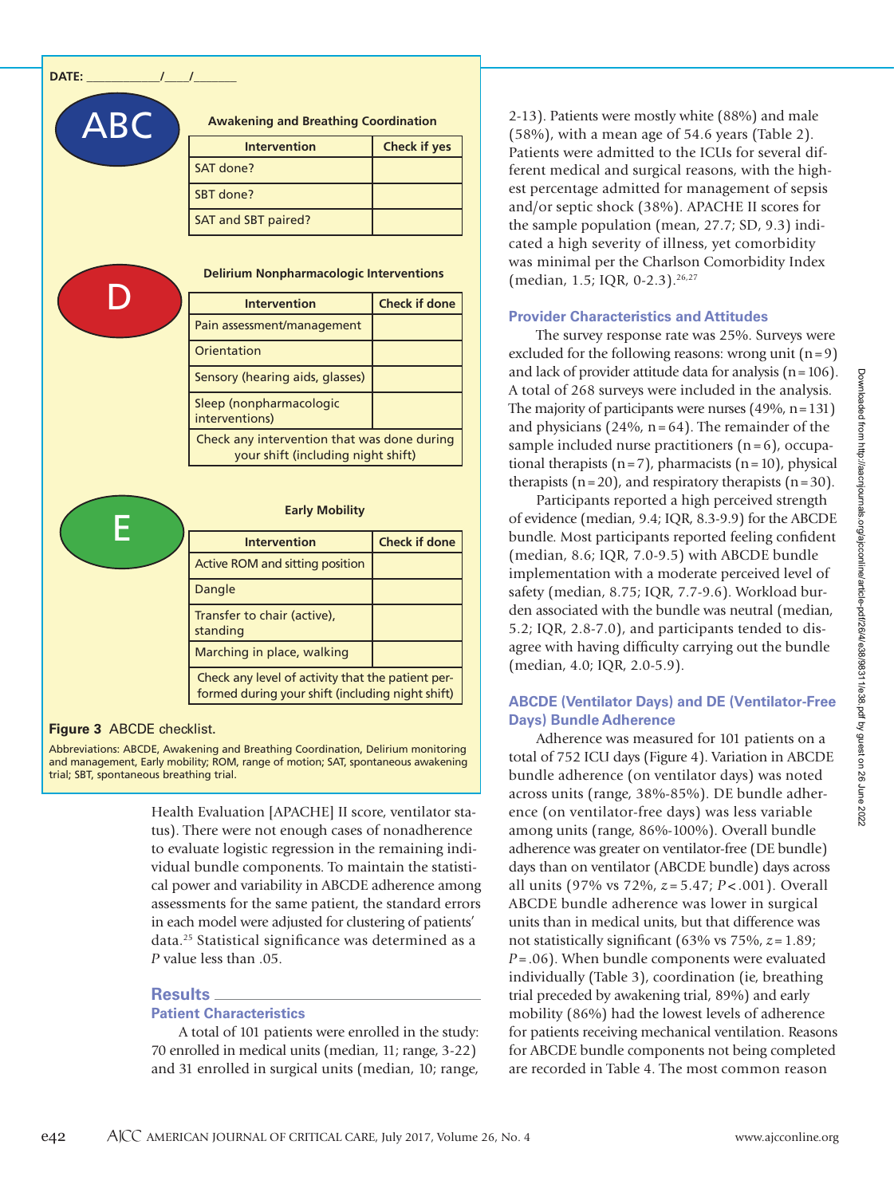DATE: ____________/____/_______

**ABC** — Awakening and Breathing Coordination

| Intervention | Check if yes |
|---|---|
| SAT done? | |
| SBT done? | |
| SAT and SBT paired? | |

**D** — Delirium Nonpharmacologic Interventions

| Intervention | Check if done |
|---|---|
| Pain assessment/management | |
| Orientation | |
| Sensory (hearing aids, glasses) | |
| Sleep (nonpharmacologic interventions) | |
| Check any intervention that was done during your shift (including night shift) | |

**E** — Early Mobility

| Intervention | Check if done |
|---|---|
| Active ROM and sitting position | |
| Dangle | |
| Transfer to chair (active), standing | |
| Marching in place, walking | |
| Check any level of activity that the patient performed during your shift (including night shift) | |

**Figure 3** ABCDE checklist.

Abbreviations: ABCDE, Awakening and Breathing Coordination, Delirium monitoring and management, Early mobility; ROM, range of motion; SAT, spontaneous awakening trial; SBT, spontaneous breathing trial.

Health Evaluation [APACHE] II score, ventilator status). There were not enough cases of nonadherence to evaluate logistic regression in the remaining individual bundle components. To maintain the statistical power and variability in ABCDE adherence among assessments for the same patient, the standard errors in each model were adjusted for clustering of patients' data.[25] Statistical significance was determined as a *P* value less than .05.

## Results

### Patient Characteristics

A total of 101 patients were enrolled in the study: 70 enrolled in medical units (median, 11; range, 3-22) and 31 enrolled in surgical units (median, 10; range, 2-13). Patients were mostly white (88%) and male (58%), with a mean age of 54.6 years (Table 2). Patients were admitted to the ICUs for several different medical and surgical reasons, with the highest percentage admitted for management of sepsis and/or septic shock (38%). APACHE II scores for the sample population (mean, 27.7; SD, 9.3) indicated a high severity of illness, yet comorbidity was minimal per the Charlson Comorbidity Index (median, 1.5; IQR, 0-2.3).[26,27]

### Provider Characteristics and Attitudes

The survey response rate was 25%. Surveys were excluded for the following reasons: wrong unit (n = 9) and lack of provider attitude data for analysis (n = 106). A total of 268 surveys were included in the analysis. The majority of participants were nurses (49%, n = 131) and physicians (24%, n = 64). The remainder of the sample included nurse practitioners (n = 6), occupational therapists (n = 7), pharmacists (n = 10), physical therapists (n = 20), and respiratory therapists (n = 30).

Participants reported a high perceived strength of evidence (median, 9.4; IQR, 8.3-9.9) for the ABCDE bundle. Most participants reported feeling confident (median, 8.6; IQR, 7.0-9.5) with ABCDE bundle implementation with a moderate perceived level of safety (median, 8.75; IQR, 7.7-9.6). Workload burden associated with the bundle was neutral (median, 5.2; IQR, 2.8-7.0), and participants tended to disagree with having difficulty carrying out the bundle (median, 4.0; IQR, 2.0-5.9).

### ABCDE (Ventilator Days) and DE (Ventilator-Free Days) Bundle Adherence

Adherence was measured for 101 patients on a total of 752 ICU days (Figure 4). Variation in ABCDE bundle adherence (on ventilator days) was noted across units (range, 38%-85%). DE bundle adherence (on ventilator-free days) was less variable among units (range, 86%-100%). Overall bundle adherence was greater on ventilator-free (DE bundle) days than on ventilator (ABCDE bundle) days across all units (97% vs 72%, $z = 5.47$; $P < .001$). Overall ABCDE bundle adherence was lower in surgical units than in medical units, but that difference was not statistically significant (63% vs 75%, $z = 1.89$; $P = .06$). When bundle components were evaluated individually (Table 3), coordination (ie, breathing trial preceded by awakening trial, 89%) and early mobility (86%) had the lowest levels of adherence for patients receiving mechanical ventilation. Reasons for ABCDE bundle components not being completed are recorded in Table 4. The most common reason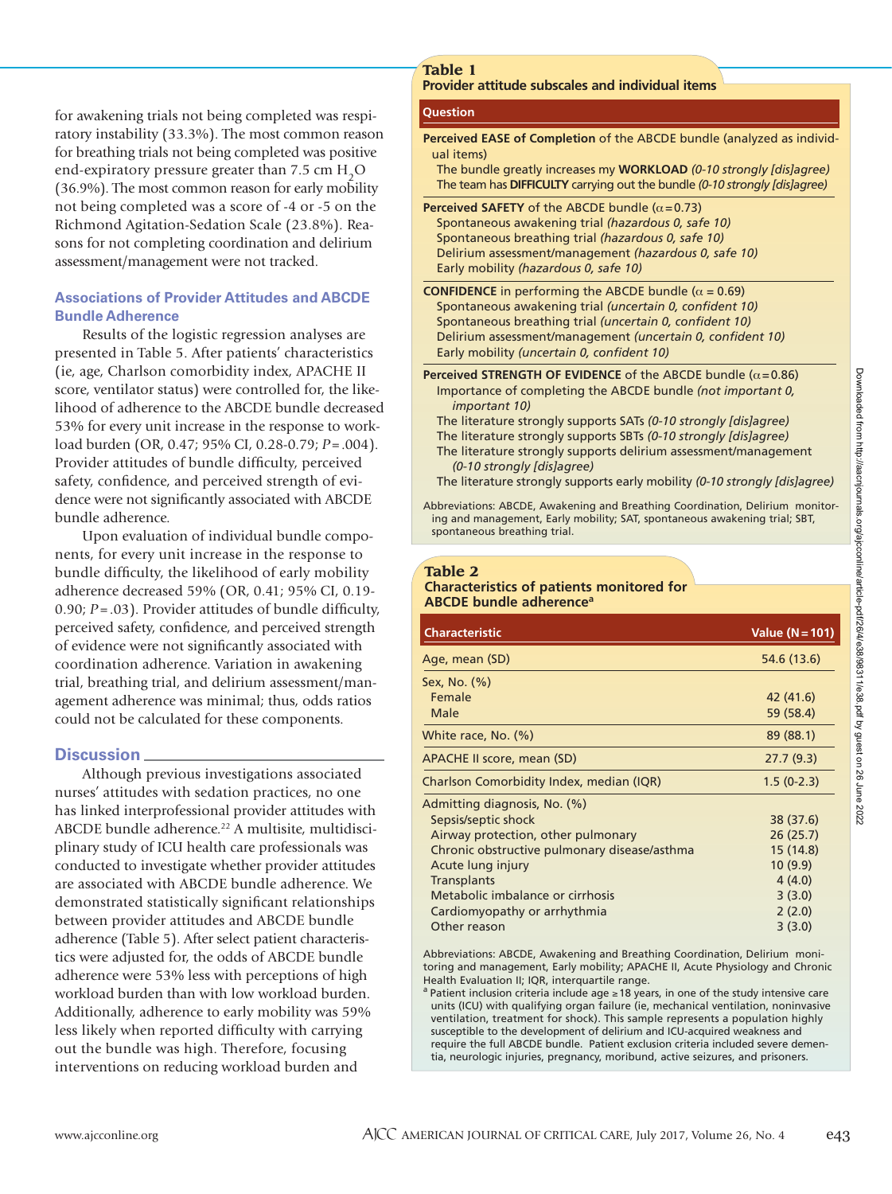for awakening trials not being completed was respiratory instability (33.3%). The most common reason for breathing trials not being completed was positive end-expiratory pressure greater than 7.5 cm $H_2O$ (36.9%). The most common reason for early mobility not being completed was a score of -4 or -5 on the Richmond Agitation-Sedation Scale (23.8%). Reasons for not completing coordination and delirium assessment/management were not tracked.

### Associations of Provider Attitudes and ABCDE Bundle Adherence

Results of the logistic regression analyses are presented in Table 5. After patients' characteristics (ie, age, Charlson comorbidity index, APACHE II score, ventilator status) were controlled for, the likelihood of adherence to the ABCDE bundle decreased 53% for every unit increase in the response to workload burden (OR, 0.47; 95% CI, 0.28-0.79; $P = .004$). Provider attitudes of bundle difficulty, perceived safety, confidence, and perceived strength of evidence were not significantly associated with ABCDE bundle adherence.

Upon evaluation of individual bundle components, for every unit increase in the response to bundle difficulty, the likelihood of early mobility adherence decreased 59% (OR, 0.41; 95% CI, 0.19-0.90; $P = .03$). Provider attitudes of bundle difficulty, perceived safety, confidence, and perceived strength of evidence were not significantly associated with coordination adherence. Variation in awakening trial, breathing trial, and delirium assessment/management adherence was minimal; thus, odds ratios could not be calculated for these components.

## Discussion

Although previous investigations associated nurses' attitudes with sedation practices, no one has linked interprofessional provider attitudes with ABCDE bundle adherence.[22] A multisite, multidisciplinary study of ICU health care professionals was conducted to investigate whether provider attitudes are associated with ABCDE bundle adherence. We demonstrated statistically significant relationships between provider attitudes and ABCDE bundle adherence (Table 5). After select patient characteristics were adjusted for, the odds of ABCDE bundle adherence were 53% less with perceptions of high workload burden than with low workload burden. Additionally, adherence to early mobility was 59% less likely when reported difficulty with carrying out the bundle was high. Therefore, focusing interventions on reducing workload burden and

**Table 1**
**Provider attitude subscales and individual items**

| Question |
|---|
| **Perceived EASE of Completion** of the ABCDE bundle (analyzed as individual items) |
| The bundle greatly increases my **WORKLOAD** *(0-10 strongly [dis]agree)* |
| The team has **DIFFICULTY** carrying out the bundle *(0-10 strongly [dis]agree)* |
| **Perceived SAFETY** of the ABCDE bundle ($\alpha = 0.73$) |
| Spontaneous awakening trial *(hazardous 0, safe 10)* |
| Spontaneous breathing trial *(hazardous 0, safe 10)* |
| Delirium assessment/management *(hazardous 0, safe 10)* |
| Early mobility *(hazardous 0, safe 10)* |
| **CONFIDENCE** in performing the ABCDE bundle ($\alpha = 0.69$) |
| Spontaneous awakening trial *(uncertain 0, confident 10)* |
| Spontaneous breathing trial *(uncertain 0, confident 10)* |
| Delirium assessment/management *(uncertain 0, confident 10)* |
| Early mobility *(uncertain 0, confident 10)* |
| **Perceived STRENGTH OF EVIDENCE** of the ABCDE bundle ($\alpha = 0.86$) |
| Importance of completing the ABCDE bundle *(not important 0, important 10)* |
| The literature strongly supports SATs *(0-10 strongly [dis]agree)* |
| The literature strongly supports SBTs *(0-10 strongly [dis]agree)* |
| The literature strongly supports delirium assessment/management *(0-10 strongly [dis]agree)* |
| The literature strongly supports early mobility *(0-10 strongly [dis]agree)* |

Abbreviations: ABCDE, Awakening and Breathing Coordination, Delirium monitoring and management, Early mobility; SAT, spontaneous awakening trial; SBT, spontaneous breathing trial.

**Table 2**
**Characteristics of patients monitored for ABCDE bundle adherence[a]**

| Characteristic | Value (N = 101) |
|---|---|
| Age, mean (SD) | 54.6 (13.6) |
| Sex, No. (%) | |
| Female | 42 (41.6) |
| Male | 59 (58.4) |
| White race, No. (%) | 89 (88.1) |
| APACHE II score, mean (SD) | 27.7 (9.3) |
| Charlson Comorbidity Index, median (IQR) | 1.5 (0-2.3) |
| Admitting diagnosis, No. (%) | |
| Sepsis/septic shock | 38 (37.6) |
| Airway protection, other pulmonary | 26 (25.7) |
| Chronic obstructive pulmonary disease/asthma | 15 (14.8) |
| Acute lung injury | 10 (9.9) |
| Transplants | 4 (4.0) |
| Metabolic imbalance or cirrhosis | 3 (3.0) |
| Cardiomyopathy or arrhythmia | 2 (2.0) |
| Other reason | 3 (3.0) |

Abbreviations: ABCDE, Awakening and Breathing Coordination, Delirium monitoring and management, Early mobility; APACHE II, Acute Physiology and Chronic Health Evaluation II; IQR, interquartile range.

[a] Patient inclusion criteria include age ≥18 years, in one of the study intensive care units (ICU) with qualifying organ failure (ie, mechanical ventilation, noninvasive ventilation, treatment for shock). This sample represents a population highly susceptible to the development of delirium and ICU-acquired weakness and require the full ABCDE bundle. Patient exclusion criteria included severe dementia, neurologic injuries, pregnancy, moribund, active seizures, and prisoners.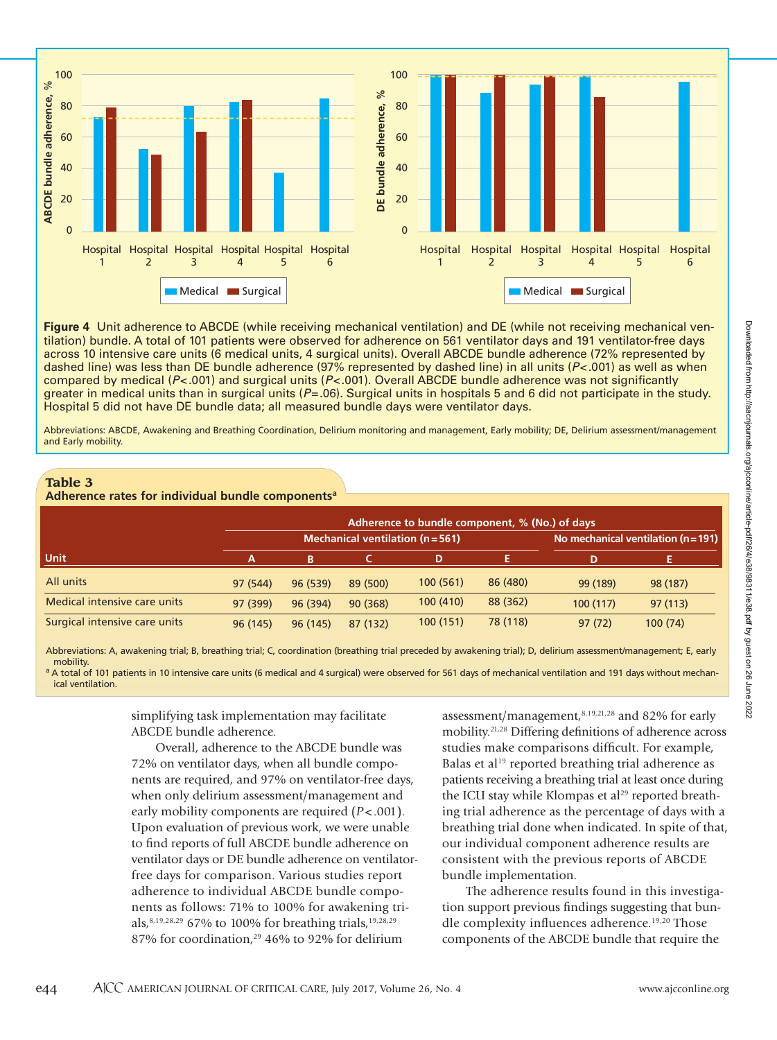**Figure 4** Unit adherence to ABCDE (while receiving mechanical ventilation) and DE (while not receiving mechanical ventilation) bundle. A total of 101 patients were observed for adherence on 561 ventilator days and 191 ventilator-free days across 10 intensive care units (6 medical units, 4 surgical units). Overall ABCDE bundle adherence (72% represented by dashed line) was less than DE bundle adherence (97% represented by dashed line) in all units ($P < .001$) as well as when compared by medical ($P < .001$) and surgical units ($P < .001$). Overall ABCDE bundle adherence was not significantly greater in medical units than in surgical units ($P = .06$). Surgical units in hospitals 5 and 6 did not participate in the study. Hospital 5 did not have DE bundle data; all measured bundle days were ventilator days.

Abbreviations: ABCDE, Awakening and Breathing Coordination, Delirium monitoring and management, Early mobility; DE, Delirium assessment/management and Early mobility.

**Table 3**
**Adherence rates for individual bundle components[a]**

| Unit | Adherence to bundle component, % (No.) of days | | | | | | |
|---|---|---|---|---|---|---|---|
| | Mechanical ventilation (n = 561) | | | | | No mechanical ventilation (n = 191) | |
| | A | B | C | D | E | D | E |
| All units | 97 (544) | 96 (539) | 89 (500) | 100 (561) | 86 (480) | 99 (189) | 98 (187) |
| Medical intensive care units | 97 (399) | 96 (394) | 90 (368) | 100 (410) | 88 (362) | 100 (117) | 97 (113) |
| Surgical intensive care units | 96 (145) | 96 (145) | 87 (132) | 100 (151) | 78 (118) | 97 (72) | 100 (74) |

Abbreviations: A, awakening trial; B, breathing trial; C, coordination (breathing trial preceded by awakening trial); D, delirium assessment/management; E, early mobility.

[a] A total of 101 patients in 10 intensive care units (6 medical and 4 surgical) were observed for 561 days of mechanical ventilation and 191 days without mechanical ventilation.

simplifying task implementation may facilitate ABCDE bundle adherence.

Overall, adherence to the ABCDE bundle was 72% on ventilator days, when all bundle components are required, and 97% on ventilator-free days, when only delirium assessment/management and early mobility components are required ($P < .001$). Upon evaluation of previous work, we were unable to find reports of full ABCDE bundle adherence on ventilator days or DE bundle adherence on ventilator-free days for comparison. Various studies report adherence to individual ABCDE bundle components as follows: 71% to 100% for awakening trials,[8,19,28,29] 67% to 100% for breathing trials,[19,28,29] 87% for coordination,[29] 46% to 92% for delirium assessment/management,[8,19,21,28] and 82% for early mobility.[21,28] Differing definitions of adherence across studies make comparisons difficult. For example, Balas et al[19] reported breathing trial adherence as patients receiving a breathing trial at least once during the ICU stay while Klompas et al[29] reported breathing trial adherence as the percentage of days with a breathing trial done when indicated. In spite of that, our individual component adherence results are consistent with the previous reports of ABCDE bundle implementation.

The adherence results found in this investigation support previous findings suggesting that bundle complexity influences adherence.[19,20] Those components of the ABCDE bundle that require the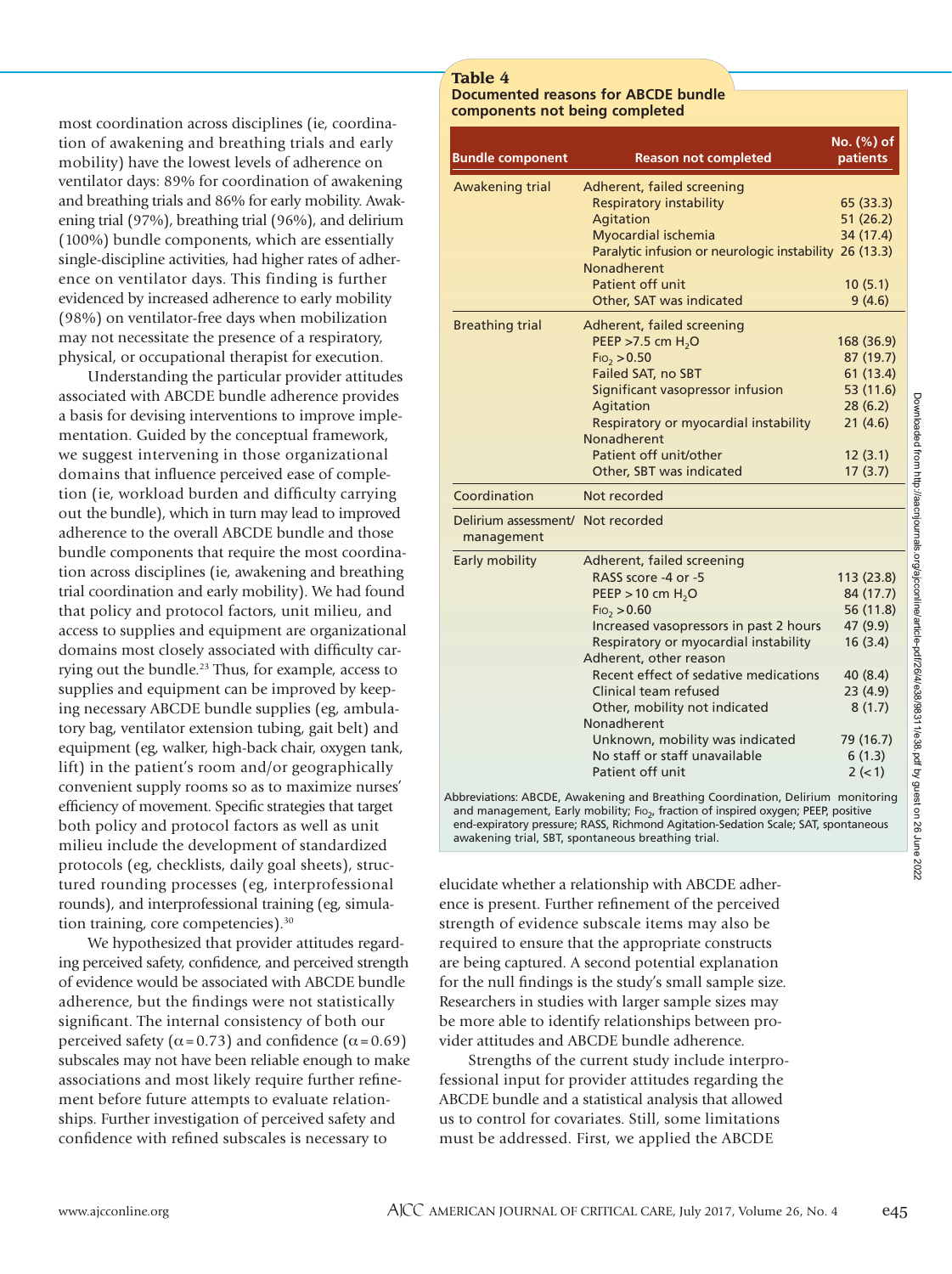most coordination across disciplines (ie, coordination of awakening and breathing trials and early mobility) have the lowest levels of adherence on ventilator days: 89% for coordination of awakening and breathing trials and 86% for early mobility. Awakening trial (97%), breathing trial (96%), and delirium (100%) bundle components, which are essentially single-discipline activities, had higher rates of adherence on ventilator days. This finding is further evidenced by increased adherence to early mobility (98%) on ventilator-free days when mobilization may not necessitate the presence of a respiratory, physical, or occupational therapist for execution.

Understanding the particular provider attitudes associated with ABCDE bundle adherence provides a basis for devising interventions to improve implementation. Guided by the conceptual framework, we suggest intervening in those organizational domains that influence perceived ease of completion (ie, workload burden and difficulty carrying out the bundle), which in turn may lead to improved adherence to the overall ABCDE bundle and those bundle components that require the most coordination across disciplines (ie, awakening and breathing trial coordination and early mobility). We had found that policy and protocol factors, unit milieu, and access to supplies and equipment are organizational domains most closely associated with difficulty carrying out the bundle.[23] Thus, for example, access to supplies and equipment can be improved by keeping necessary ABCDE bundle supplies (eg, ambulatory bag, ventilator extension tubing, gait belt) and equipment (eg, walker, high-back chair, oxygen tank, lift) in the patient's room and/or geographically convenient supply rooms so as to maximize nurses' efficiency of movement. Specific strategies that target both policy and protocol factors as well as unit milieu include the development of standardized protocols (eg, checklists, daily goal sheets), structured rounding processes (eg, interprofessional rounds), and interprofessional training (eg, simulation training, core competencies).[30]

We hypothesized that provider attitudes regarding perceived safety, confidence, and perceived strength of evidence would be associated with ABCDE bundle adherence, but the findings were not statistically significant. The internal consistency of both our perceived safety ($\alpha = 0.73$) and confidence ($\alpha = 0.69$) subscales may not have been reliable enough to make associations and most likely require further refinement before future attempts to evaluate relationships. Further investigation of perceived safety and confidence with refined subscales is necessary to elucidate whether a relationship with ABCDE adherence is present. Further refinement of the perceived strength of evidence subscale items may also be required to ensure that the appropriate constructs are being captured. A second potential explanation for the null findings is the study's small sample size. Researchers in studies with larger sample sizes may be more able to identify relationships between provider attitudes and ABCDE bundle adherence.

Strengths of the current study include interprofessional input for provider attitudes regarding the ABCDE bundle and a statistical analysis that allowed us to control for covariates. Still, some limitations must be addressed. First, we applied the ABCDE

**Table 4**
**Documented reasons for ABCDE bundle components not being completed**

| Bundle component | Reason not completed | No. (%) of patients |
|---|---|---|
| Awakening trial | Adherent, failed screening | |
| | Respiratory instability | 65 (33.3) |
| | Agitation | 51 (26.2) |
| | Myocardial ischemia | 34 (17.4) |
| | Paralytic infusion or neurologic instability | 26 (13.3) |
| | Nonadherent | |
| | Patient off unit | 10 (5.1) |
| | Other, SAT was indicated | 9 (4.6) |
| Breathing trial | Adherent, failed screening | |
| | PEEP >7.5 cm $H_2O$ | 168 (36.9) |
| | $FiO_2$ >0.50 | 87 (19.7) |
| | Failed SAT, no SBT | 61 (13.4) |
| | Significant vasopressor infusion | 53 (11.6) |
| | Agitation | 28 (6.2) |
| | Respiratory or myocardial instability | 21 (4.6) |
| | Nonadherent | |
| | Patient off unit/other | 12 (3.1) |
| | Other, SBT was indicated | 17 (3.7) |
| Coordination | Not recorded | |
| Delirium assessment/management | Not recorded | |
| Early mobility | Adherent, failed screening | |
| | RASS score -4 or -5 | 113 (23.8) |
| | PEEP >10 cm $H_2O$ | 84 (17.7) |
| | $FiO_2$ >0.60 | 56 (11.8) |
| | Increased vasopressors in past 2 hours | 47 (9.9) |
| | Respiratory or myocardial instability | 16 (3.4) |
| | Adherent, other reason | |
| | Recent effect of sedative medications | 40 (8.4) |
| | Clinical team refused | 23 (4.9) |
| | Other, mobility not indicated | 8 (1.7) |
| | Nonadherent | |
| | Unknown, mobility was indicated | 79 (16.7) |
| | No staff or staff unavailable | 6 (1.3) |
| | Patient off unit | 2 (<1) |

Abbreviations: ABCDE, Awakening and Breathing Coordination, Delirium monitoring and management, Early mobility; $FiO_2$, fraction of inspired oxygen; PEEP, positive end-expiratory pressure; RASS, Richmond Agitation-Sedation Scale; SAT, spontaneous awakening trial, SBT, spontaneous breathing trial.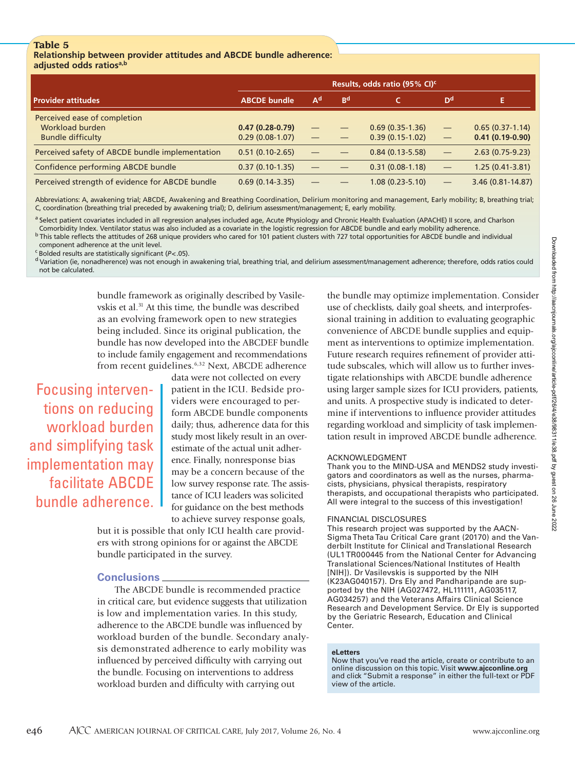**Table 5**
**Relationship between provider attitudes and ABCDE bundle adherence: adjusted odds ratios[a,b]**

| Provider attitudes | Results, odds ratio (95% CI)[c] | | | | | |
|---|---|---|---|---|---|---|
| | ABCDE bundle | A[d] | B[d] | C | D[d] | E |
| Perceived ease of completion | | | | | | |
| Workload burden | **0.47 (0.28-0.79)** | — | — | 0.69 (0.35-1.36) | — | 0.65 (0.37-1.14) |
| Bundle difficulty | 0.29 (0.08-1.07) | — | — | 0.39 (0.15-1.02) | — | **0.41 (0.19-0.90)** |
| Perceived safety of ABCDE bundle implementation | 0.51 (0.10-2.65) | — | — | 0.84 (0.13-5.58) | — | 2.63 (0.75-9.23) |
| Confidence performing ABCDE bundle | 0.37 (0.10-1.35) | — | — | 0.31 (0.08-1.18) | — | 1.25 (0.41-3.81) |
| Perceived strength of evidence for ABCDE bundle | 0.69 (0.14-3.35) | — | — | 1.08 (0.23-5.10) | — | 3.46 (0.81-14.87) |

Abbreviations: A, awakening trial; ABCDE, Awakening and Breathing Coordination, Delirium monitoring and management, Early mobility; B, breathing trial; C, coordination (breathing trial preceded by awakening trial); D, delirium assessment/management; E, early mobility.

[a] Select patient covariates included in all regression analyses included age, Acute Physiology and Chronic Health Evaluation (APACHE) II score, and Charlson Comorbidity Index. Ventilator status was also included as a covariate in the logistic regression for ABCDE bundle and early mobility adherence.

[b] This table reflects the attitudes of 268 unique providers who cared for 101 patient clusters with 727 total opportunities for ABCDE bundle and individual component adherence at the unit level.

[c] Bolded results are statistically significant ($P < .05$).

[d] Variation (ie, nonadherence) was not enough in awakening trial, breathing trial, and delirium assessment/management adherence; therefore, odds ratios could not be calculated.

bundle framework as originally described by Vasilevskis et al.[31] At this time, the bundle was described as an evolving framework open to new strategies being included. Since its original publication, the bundle has now developed into the ABCDEF bundle to include family engagement and recommendations from recent guidelines.[6,32] Next, ABCDE adherence data were not collected on every patient in the ICU. Bedside providers were encouraged to perform ABCDE bundle components daily; thus, adherence data for this study most likely result in an overestimate of the actual unit adherence. Finally, nonresponse bias may be a concern because of the low survey response rate. The assistance of ICU leaders was solicited for guidance on the best methods to achieve survey response goals, but it is possible that only ICU health care providers with strong opinions for or against the ABCDE bundle participated in the survey.

> Focusing interventions on reducing workload burden and simplifying task implementation may facilitate ABCDE bundle adherence.

## Conclusions

The ABCDE bundle is recommended practice in critical care, but evidence suggests that utilization is low and implementation varies. In this study, adherence to the ABCDE bundle was influenced by workload burden of the bundle. Secondary analysis demonstrated adherence to early mobility was influenced by perceived difficulty with carrying out the bundle. Focusing on interventions to address workload burden and difficulty with carrying out the bundle may optimize implementation. Consider use of checklists, daily goal sheets, and interprofessional training in addition to evaluating geographic convenience of ABCDE bundle supplies and equipment as interventions to optimize implementation. Future research requires refinement of provider attitude subscales, which will allow us to further investigate relationships with ABCDE bundle adherence using larger sample sizes for ICU providers, patients, and units. A prospective study is indicated to determine if interventions to influence provider attitudes regarding workload and simplicity of task implementation result in improved ABCDE bundle adherence.

ACKNOWLEDGMENT

Thank you to the MIND-USA and MENDS2 study investigators and coordinators as well as the nurses, pharmacists, physicians, physical therapists, respiratory therapists, and occupational therapists who participated. All were integral to the success of this investigation!

FINANCIAL DISCLOSURES

This research project was supported by the AACN-Sigma Theta Tau Critical Care grant (20170) and the Vanderbilt Institute for Clinical and Translational Research (UL1 TR000445 from the National Center for Advancing Translational Sciences/National Institutes of Health [NIH]). Dr Vasilevskis is supported by the NIH (K23AG040157). Drs Ely and Pandharipande are supported by the NIH (AG027472, HL111111, AG035117, AG034257) and the Veterans Affairs Clinical Science Research and Development Service. Dr Ely is supported by the Geriatric Research, Education and Clinical Center.

**eLetters**
Now that you've read the article, create or contribute to an online discussion on this topic. Visit **www.ajcconline.org** and click "Submit a response" in either the full-text or PDF view of the article.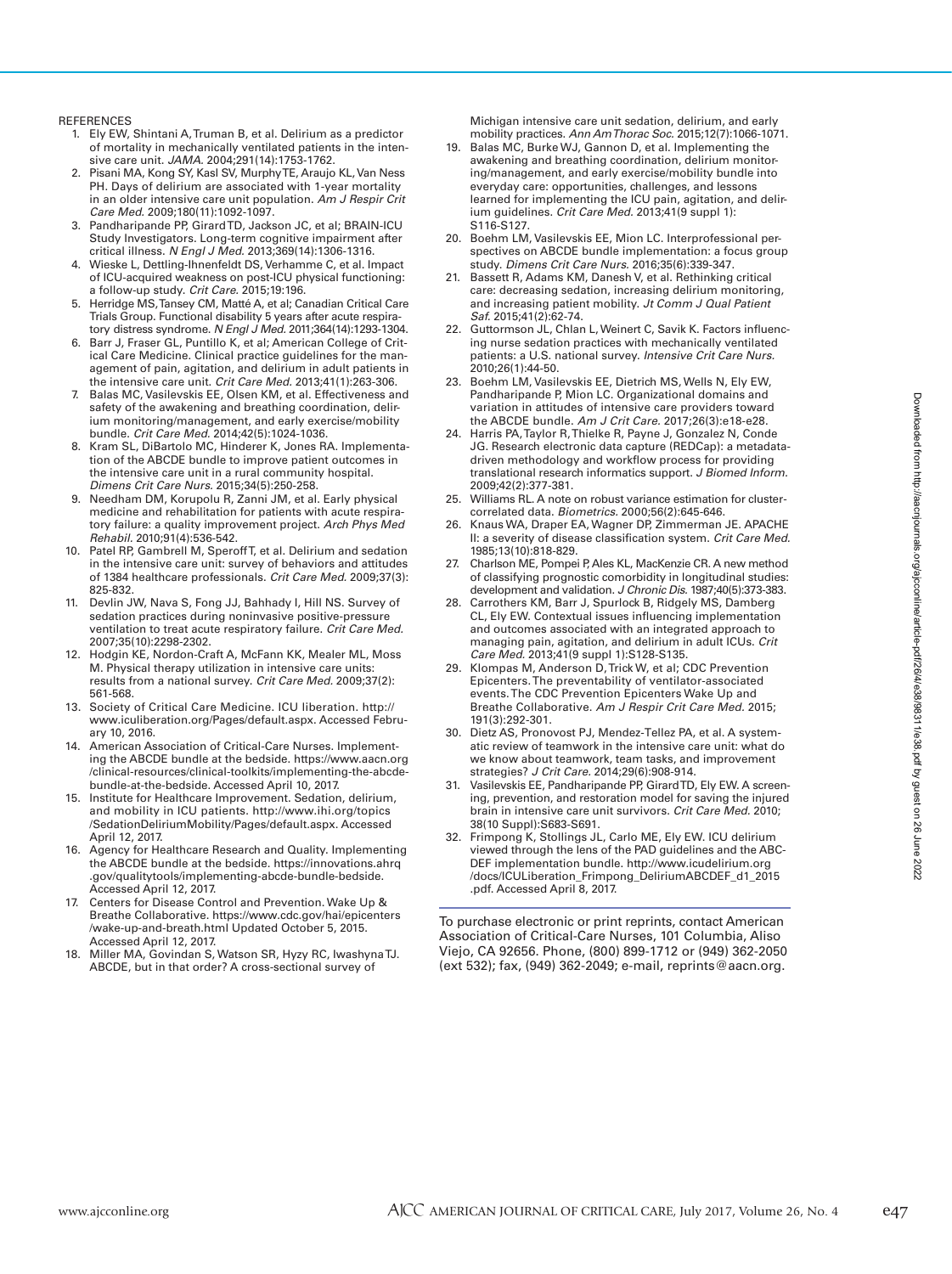REFERENCES

1. Ely EW, Shintani A, Truman B, et al. Delirium as a predictor of mortality in mechanically ventilated patients in the intensive care unit. *JAMA.* 2004;291(14):1753-1762.
2. Pisani MA, Kong SY, Kasl SV, Murphy TE, Araujo KL, Van Ness PH. Days of delirium are associated with 1-year mortality in an older intensive care unit population. *Am J Respir Crit Care Med.* 2009;180(11):1092-1097.
3. Pandharipande PP, Girard TD, Jackson JC, et al; BRAIN-ICU Study Investigators. Long-term cognitive impairment after critical illness. *N Engl J Med.* 2013;369(14):1306-1316.
4. Wieske L, Dettling-Ihnenfeldt DS, Verhamme C, et al. Impact of ICU-acquired weakness on post-ICU physical functioning: a follow-up study. *Crit Care.* 2015;19:196.
5. Herridge MS, Tansey CM, Matté A, et al; Canadian Critical Care Trials Group. Functional disability 5 years after acute respiratory distress syndrome. *N Engl J Med.* 2011;364(14):1293-1304.
6. Barr J, Fraser GL, Puntillo K, et al; American College of Critical Care Medicine. Clinical practice guidelines for the management of pain, agitation, and delirium in adult patients in the intensive care unit. *Crit Care Med.* 2013;41(1):263-306.
7. Balas MC, Vasilevskis EE, Olsen KM, et al. Effectiveness and safety of the awakening and breathing coordination, delirium monitoring/management, and early exercise/mobility bundle. *Crit Care Med.* 2014;42(5):1024-1036.
8. Kram SL, DiBartolo MC, Hinderer K, Jones RA. Implementation of the ABCDE bundle to improve patient outcomes in the intensive care unit in a rural community hospital. *Dimens Crit Care Nurs.* 2015;34(5):250-258.
9. Needham DM, Korupolu R, Zanni JM, et al. Early physical medicine and rehabilitation for patients with acute respiratory failure: a quality improvement project. *Arch Phys Med Rehabil.* 2010;91(4):536-542.
10. Patel RP, Gambrell M, Speroff T, et al. Delirium and sedation in the intensive care unit: survey of behaviors and attitudes of 1384 healthcare professionals. *Crit Care Med.* 2009;37(3):825-832.
11. Devlin JW, Nava S, Fong JJ, Bahhady I, Hill NS. Survey of sedation practices during noninvasive positive-pressure ventilation to treat acute respiratory failure. *Crit Care Med.* 2007;35(10):2298-2302.
12. Hodgin KE, Nordon-Craft A, McFann KK, Mealer ML, Moss M. Physical therapy utilization in intensive care units: results from a national survey. *Crit Care Med.* 2009;37(2):561-568.
13. Society of Critical Care Medicine. ICU liberation. http://www.iculiberation.org/Pages/default.aspx. Accessed February 10, 2016.
14. American Association of Critical-Care Nurses. Implementing the ABCDE bundle at the bedside. https://www.aacn.org/clinical-resources/clinical-toolkits/implementing-the-abcde-bundle-at-the-bedside. Accessed April 10, 2017.
15. Institute for Healthcare Improvement. Sedation, delirium, and mobility in ICU patients. http://www.ihi.org/topics/SedationDeliriumMobility/Pages/default.aspx. Accessed April 12, 2017.
16. Agency for Healthcare Research and Quality. Implementing the ABCDE bundle at the bedside. https://innovations.ahrq.gov/qualitytools/implementing-abcde-bundle-bedside. Accessed April 12, 2017.
17. Centers for Disease Control and Prevention. Wake Up & Breathe Collaborative. https://www.cdc.gov/hai/epicenters/wake-up-and-breath.html Updated October 5, 2015. Accessed April 12, 2017.
18. Miller MA, Govindan S, Watson SR, Hyzy RC, Iwashyna TJ. ABCDE, but in that order? A cross-sectional survey of Michigan intensive care unit sedation, delirium, and early mobility practices. *Ann Am Thorac Soc.* 2015;12(7):1066-1071.
19. Balas MC, Burke WJ, Gannon D, et al. Implementing the awakening and breathing coordination, delirium monitoring/management, and early exercise/mobility bundle into everyday care: opportunities, challenges, and lessons learned for implementing the ICU pain, agitation, and delirium guidelines. *Crit Care Med.* 2013;41(9 suppl 1):S116-S127.
20. Boehm LM, Vasilevskis EE, Mion LC. Interprofessional perspectives on ABCDE bundle implementation: a focus group study. *Dimens Crit Care Nurs.* 2016;35(6):339-347.
21. Bassett R, Adams KM, Danesh V, et al. Rethinking critical care: decreasing sedation, increasing delirium monitoring, and increasing patient mobility. *Jt Comm J Qual Patient Saf.* 2015;41(2):62-74.
22. Guttormson JL, Chlan L, Weinert C, Savik K. Factors influencing nurse sedation practices with mechanically ventilated patients: a U.S. national survey. *Intensive Crit Care Nurs.* 2010;26(1):44-50.
23. Boehm LM, Vasilevskis EE, Dietrich MS, Wells N, Ely EW, Pandharipande P, Mion LC. Organizational domains and variation in attitudes of intensive care providers toward the ABCDE bundle. *Am J Crit Care.* 2017;26(3):e18-e28.
24. Harris PA, Taylor R, Thielke R, Payne J, Gonzalez N, Conde JG. Research electronic data capture (REDCap): a metadata-driven methodology and workflow process for providing translational research informatics support. *J Biomed Inform.* 2009;42(2):377-381.
25. Williams RL. A note on robust variance estimation for cluster-correlated data. *Biometrics.* 2000;56(2):645-646.
26. Knaus WA, Draper EA, Wagner DP, Zimmerman JE. APACHE II: a severity of disease classification system. *Crit Care Med.* 1985;13(10):818-829.
27. Charlson ME, Pompei P, Ales KL, MacKenzie CR. A new method of classifying prognostic comorbidity in longitudinal studies: development and validation. *J Chronic Dis.* 1987;40(5):373-383.
28. Carrothers KM, Barr J, Spurlock B, Ridgely MS, Damberg CL, Ely EW. Contextual issues influencing implementation and outcomes associated with an integrated approach to managing pain, agitation, and delirium in adult ICUs. *Crit Care Med.* 2013;41(9 suppl 1):S128-S135.
29. Klompas M, Anderson D, Trick W, et al; CDC Prevention Epicenters. The preventability of ventilator-associated events. The CDC Prevention Epicenters Wake Up and Breathe Collaborative. *Am J Respir Crit Care Med.* 2015; 191(3):292-301.
30. Dietz AS, Pronovost PJ, Mendez-Tellez PA, et al. A systematic review of teamwork in the intensive care unit: what do we know about teamwork, team tasks, and improvement strategies? *J Crit Care.* 2014;29(6):908-914.
31. Vasilevskis EE, Pandharipande PP, Girard TD, Ely EW. A screening, prevention, and restoration model for saving the injured brain in intensive care unit survivors. *Crit Care Med.* 2010; 38(10 Suppl):S683-S691.
32. Frimpong K, Stollings JL, Carlo ME, Ely EW. ICU delirium viewed through the lens of the PAD guidelines and the ABCDEF implementation bundle. http://www.icudelirium.org/docs/ICULiberation_Frimpong_DeliriumABCDEF_d1_2015.pdf. Accessed April 8, 2017.

To purchase electronic or print reprints, contact American Association of Critical-Care Nurses, 101 Columbia, Aliso Viejo, CA 92656. Phone, (800) 899-1712 or (949) 362-2050 (ext 532); fax, (949) 362-2049; e-mail, reprints@aacn.org.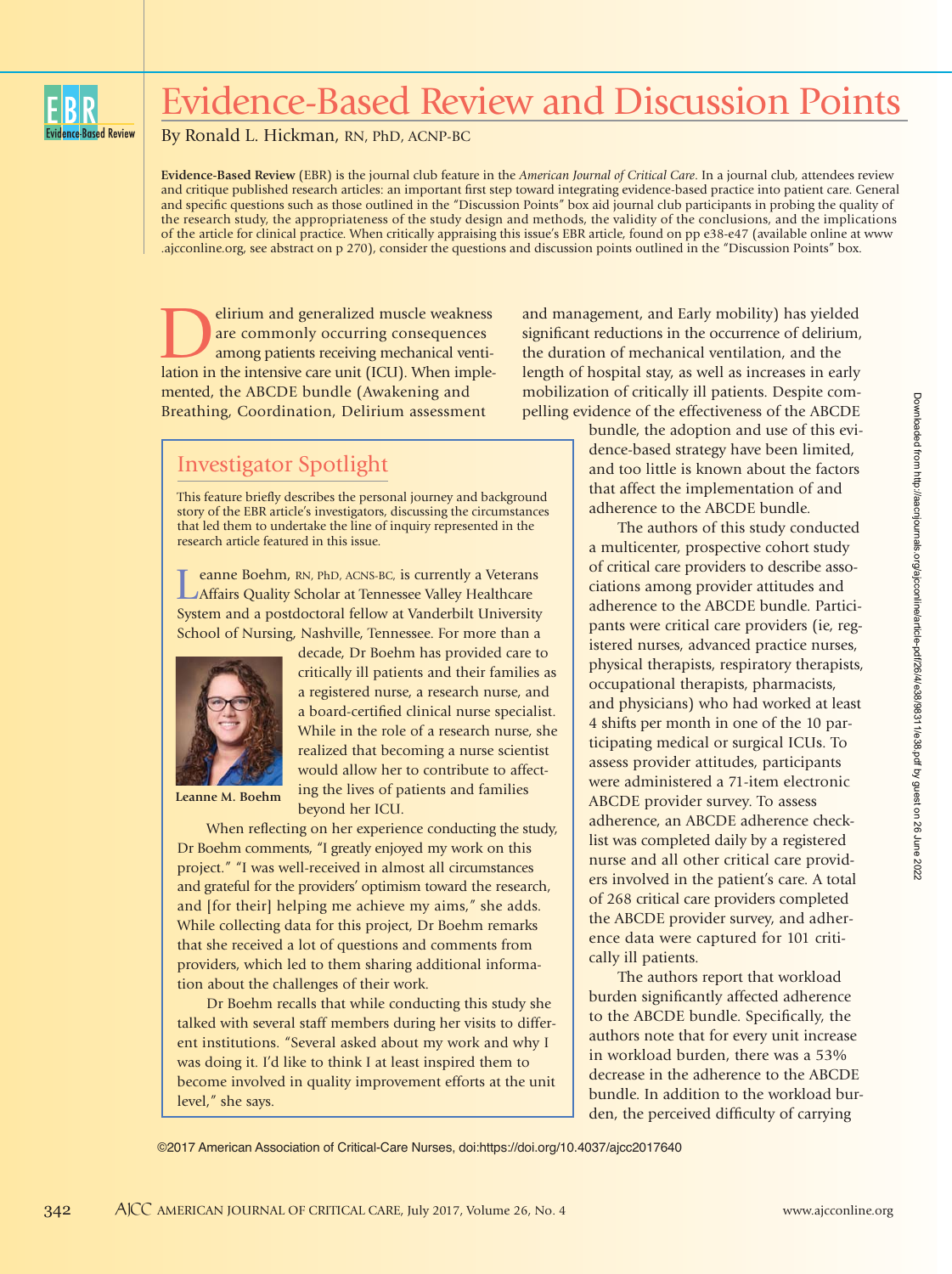# Evidence-Based Review and Discussion Points

By Ronald L. Hickman, RN, PhD, ACNP-BC

**Evidence-Based Review** (EBR) is the journal club feature in the *American Journal of Critical Care*. In a journal club, attendees review and critique published research articles: an important first step toward integrating evidence-based practice into patient care. General and specific questions such as those outlined in the "Discussion Points" box aid journal club participants in probing the quality of the research study, the appropriateness of the study design and methods, the validity of the conclusions, and the implications of the article for clinical practice. When critically appraising this issue's EBR article, found on pp e38-e47 (available online at www.ajcconline.org, see abstract on p 270), consider the questions and discussion points outlined in the "Discussion Points" box.

Delirium and generalized muscle weakness are commonly occurring consequences among patients receiving mechanical ventilation in the intensive care unit (ICU). When implemented, the ABCDE bundle (Awakening and Breathing, Coordination, Delirium assessment and management, and Early mobility) has yielded significant reductions in the occurrence of delirium, the duration of mechanical ventilation, and the length of hospital stay, as well as increases in early mobilization of critically ill patients. Despite compelling evidence of the effectiveness of the ABCDE bundle, the adoption and use of this evidence-based strategy have been limited, and too little is known about the factors that affect the implementation of and adherence to the ABCDE bundle.

The authors of this study conducted a multicenter, prospective cohort study of critical care providers to describe associations among provider attitudes and adherence to the ABCDE bundle. Participants were critical care providers (ie, registered nurses, advanced practice nurses, physical therapists, respiratory therapists, occupational therapists, pharmacists, and physicians) who had worked at least 4 shifts per month in one of the 10 participating medical or surgical ICUs. To assess provider attitudes, participants were administered a 71-item electronic ABCDE provider survey. To assess adherence, an ABCDE adherence checklist was completed daily by a registered nurse and all other critical care providers involved in the patient's care. A total of 268 critical care providers completed the ABCDE provider survey, and adherence data were captured for 101 critically ill patients.

The authors report that workload burden significantly affected adherence to the ABCDE bundle. Specifically, the authors note that for every unit increase in workload burden, there was a 53% decrease in the adherence to the ABCDE bundle. In addition to the workload burden, the perceived difficulty of carrying

## Investigator Spotlight

This feature briefly describes the personal journey and background story of the EBR article's investigators, discussing the circumstances that led them to undertake the line of inquiry represented in the research article featured in this issue.

Leanne Boehm, RN, PhD, ACNS-BC, is currently a Veterans Affairs Quality Scholar at Tennessee Valley Healthcare System and a postdoctoral fellow at Vanderbilt University School of Nursing, Nashville, Tennessee. For more than a decade, Dr Boehm has provided care to critically ill patients and their families as a registered nurse, a research nurse, and a board-certified clinical nurse specialist. While in the role of a research nurse, she realized that becoming a nurse scientist would allow her to contribute to affecting the lives of patients and families beyond her ICU.

Leanne M. Boehm

When reflecting on her experience conducting the study, Dr Boehm comments, "I greatly enjoyed my work on this project." "I was well-received in almost all circumstances and grateful for the providers' optimism toward the research, and [for their] helping me achieve my aims," she adds. While collecting data for this project, Dr Boehm remarks that she received a lot of questions and comments from providers, which led to them sharing additional information about the challenges of their work.

Dr Boehm recalls that while conducting this study she talked with several staff members during her visits to different institutions. "Several asked about my work and why I was doing it. I'd like to think I at least inspired them to become involved in quality improvement efforts at the unit level," she says.

©2017 American Association of Critical-Care Nurses, doi:https://doi.org/10.4037/ajcc2017640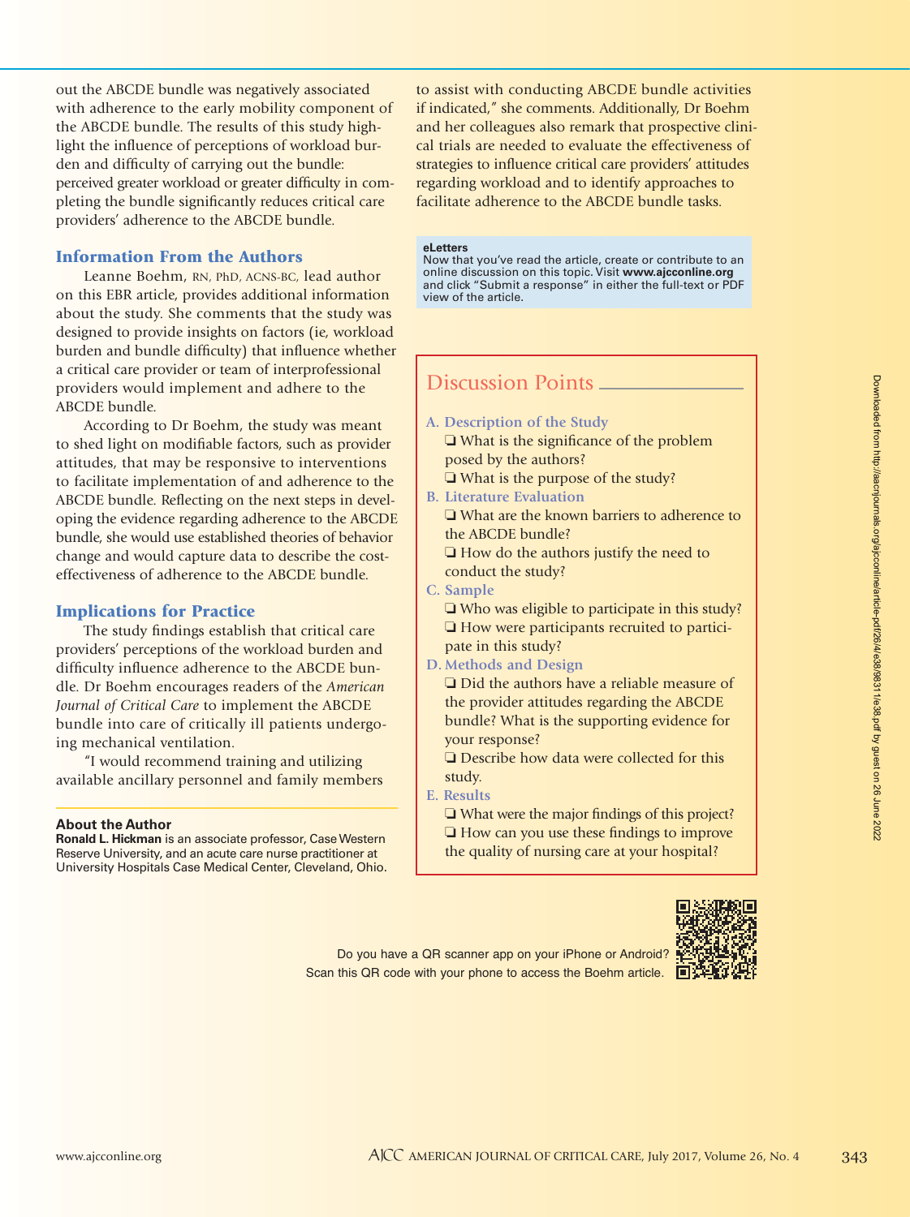out the ABCDE bundle was negatively associated with adherence to the early mobility component of the ABCDE bundle. The results of this study highlight the influence of perceptions of workload burden and difficulty of carrying out the bundle: perceived greater workload or greater difficulty in completing the bundle significantly reduces critical care providers' adherence to the ABCDE bundle.

## Information From the Authors

Leanne Boehm, RN, PhD, ACNS-BC, lead author on this EBR article, provides additional information about the study. She comments that the study was designed to provide insights on factors (ie, workload burden and bundle difficulty) that influence whether a critical care provider or team of interprofessional providers would implement and adhere to the ABCDE bundle.

According to Dr Boehm, the study was meant to shed light on modifiable factors, such as provider attitudes, that may be responsive to interventions to facilitate implementation of and adherence to the ABCDE bundle. Reflecting on the next steps in developing the evidence regarding adherence to the ABCDE bundle, she would use established theories of behavior change and would capture data to describe the cost-effectiveness of adherence to the ABCDE bundle.

## Implications for Practice

The study findings establish that critical care providers' perceptions of the workload burden and difficulty influence adherence to the ABCDE bundle. Dr Boehm encourages readers of the *American Journal of Critical Care* to implement the ABCDE bundle into care of critically ill patients undergoing mechanical ventilation.

"I would recommend training and utilizing available ancillary personnel and family members to assist with conducting ABCDE bundle activities if indicated," she comments. Additionally, Dr Boehm and her colleagues also remark that prospective clinical trials are needed to evaluate the effectiveness of strategies to influence critical care providers' attitudes regarding workload and to identify approaches to facilitate adherence to the ABCDE bundle tasks.

**About the Author**
**Ronald L. Hickman** is an associate professor, Case Western Reserve University, and an acute care nurse practitioner at University Hospitals Case Medical Center, Cleveland, Ohio.

**eLetters**
Now that you've read the article, create or contribute to an online discussion on this topic. Visit **www.ajcconline.org** and click "Submit a response" in either the full-text or PDF view of the article.

## Discussion Points

**A. Description of the Study**
- ❏ What is the significance of the problem posed by the authors?
- ❏ What is the purpose of the study?

**B. Literature Evaluation**
- ❏ What are the known barriers to adherence to the ABCDE bundle?
- ❏ How do the authors justify the need to conduct the study?

**C. Sample**
- ❏ Who was eligible to participate in this study?
- ❏ How were participants recruited to participate in this study?

**D. Methods and Design**
- ❏ Did the authors have a reliable measure of the provider attitudes regarding the ABCDE bundle? What is the supporting evidence for your response?
- ❏ Describe how data were collected for this study.

**E. Results**
- ❏ What were the major findings of this project?
- ❏ How can you use these findings to improve the quality of nursing care at your hospital?

Do you have a QR scanner app on your iPhone or Android? Scan this QR code with your phone to access the Boehm article.